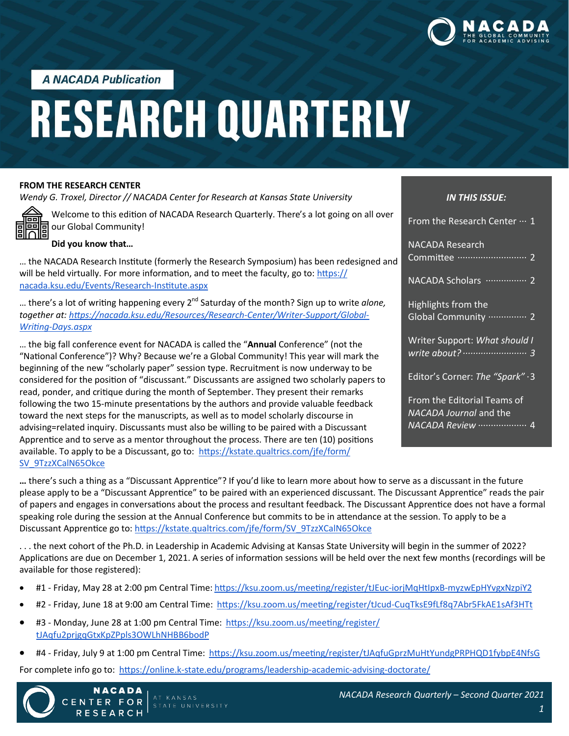A NACADA Publication

# RESEARCH QUARTERLY

## FROM THE RESEARCH CENTER

*Wendy G. Troxel, Director // NACADA Center for Research at Kansas State University*

Welcome to this edition of NACADA Research Quarterly. There's a lot going on all over our Global Community!

**Did you know that…**

… the NACADA Research Institute (formerly the Research Symposium) has been redesigned and will be held virtually. For more information, and to meet the faculty, go to: https://nacada.ksu.edu/Events/Research-Institute.aspx

… there's a lot of writing happening every 2nd Saturday of the month? Sign up to write *alone, together at: https://nacada.ksu.edu/Resources/Research-Center/Writer-Support/Global-Writing-Days.aspx*

… the big fall conference event for NACADA is called the "**Annual** Conference" (not the "National Conference")? Why? Because we're a Global Community! This year will mark the beginning of the new "scholarly paper" session type. Recruitment is now underway to be considered for the position of "discussant." Discussants are assigned two scholarly papers to read, ponder, and critique during the month of September. They present their remarks following the two 15-minute presentations by the authors and provide valuable feedback toward the next steps for the manuscripts, as well as to model scholarly discourse in advising=related inquiry. Discussants must also be willing to be paired with a Discussant Apprentice and to serve as a mentor throughout the process. There are ten (10) positions available. To apply to be a Discussant, go to: https://kstate.qualtrics.com/jfe/form/SV_9TzzXCalN65Okce

**…** there's such a thing as a "Discussant Apprentice"? If you'd like to learn more about how to serve as a discussant in the future please apply to be a "Discussant Apprentice" to be paired with an experienced discussant. The Discussant Apprentice" reads the pair of papers and engages in conversations about the process and resultant feedback. The Discussant Apprentice does not have a formal speaking role during the session at the Annual Conference but commits to be in attendance at the session. To apply to be a Discussant Apprentice go to: https://kstate.qualtrics.com/jfe/form/SV_9TzzXCalN65Okce

. . . the next cohort of the Ph.D. in Leadership in Academic Advising at Kansas State University will begin in the summer of 2022? Applications are due on December 1, 2021. A series of information sessions will be held over the next few months (recordings will be available for those registered):

- #1 - Friday, May 28 at 2:00 pm Central Time: https://ksu.zoom.us/meeting/register/tJEuc-iorjMqHtIpxB-myzwEpHYvgxNzpiY2
- #2 - Friday, June 18 at 9:00 am Central Time: https://ksu.zoom.us/meeting/register/tJcud-CuqTksE9fLf8q7Abr5FkAE1sAf3HTt
- #3 - Monday, June 28 at 1:00 pm Central Time: https://ksu.zoom.us/meeting/register/tJAqfu2prjgqGtxKpZPpls3OWLhNHBB6bodP
- #4 - Friday, July 9 at 1:00 pm Central Time: https://ksu.zoom.us/meeting/register/tJAqfuGprzMuHtYundgPRPHQD1fybpE4NfsG

For complete info go to: https://online.k-state.edu/programs/leadership-academic-advising-doctorate/

*IN THIS ISSUE:*

- From the Research Center ··· 1
- NACADA Research Committee ··· 2
- NACADA Scholars ··· 2
- Highlights from the Global Community ··· 2
- Writer Support: *What should I write about?* ··· 3
- Editor's Corner: *The "Spark"* ··· 3
- From the Editorial Teams of *NACADA Journal* and the *NACADA Review* ··· 4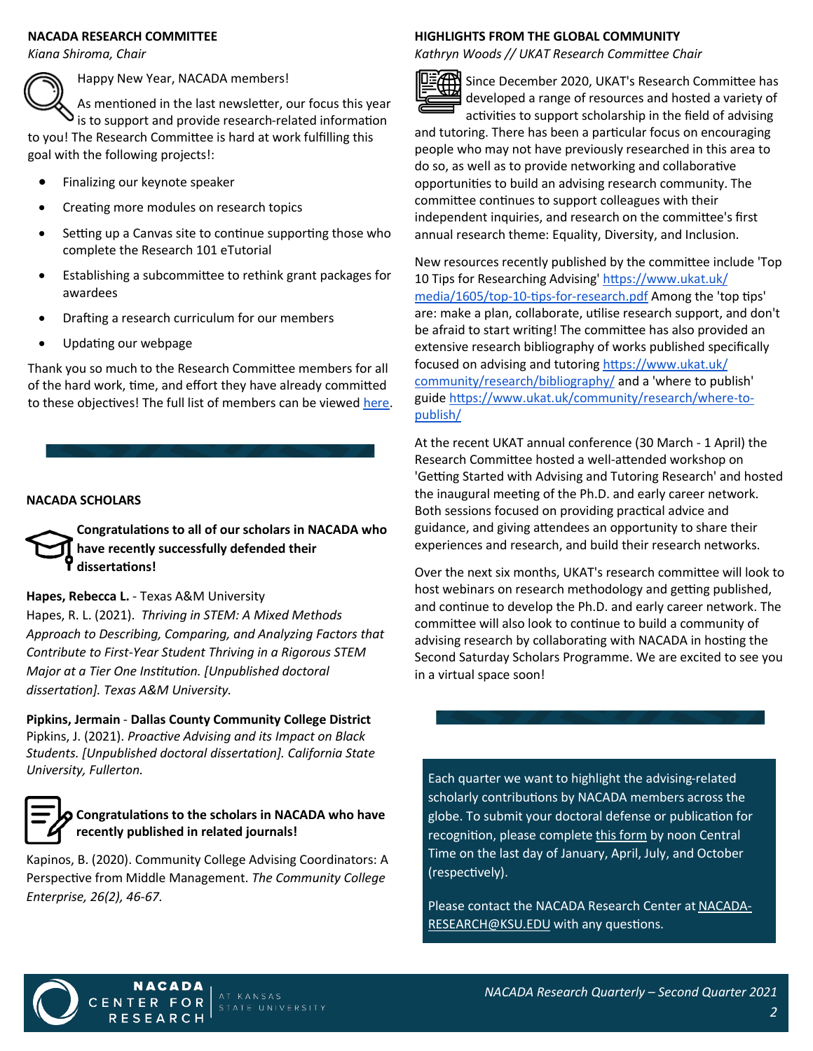## NACADA RESEARCH COMMITTEE

*Kiana Shiroma, Chair*

Happy New Year, NACADA members!

As mentioned in the last newsletter, our focus this year is to support and provide research-related information to you! The Research Committee is hard at work fulfilling this goal with the following projects!:

- Finalizing our keynote speaker
- Creating more modules on research topics
- Setting up a Canvas site to continue supporting those who complete the Research 101 eTutorial
- Establishing a subcommittee to rethink grant packages for awardees
- Drafting a research curriculum for our members
- Updating our webpage

Thank you so much to the Research Committee members for all of the hard work, time, and effort they have already committed to these objectives! The full list of members can be viewed here.

## NACADA SCHOLARS

**Congratulations to all of our scholars in NACADA who have recently successfully defended their dissertations!**

**Hapes, Rebecca L.** - Texas A&M University
Hapes, R. L. (2021). *Thriving in STEM: A Mixed Methods Approach to Describing, Comparing, and Analyzing Factors that Contribute to First-Year Student Thriving in a Rigorous STEM Major at a Tier One Institution. [Unpublished doctoral dissertation]. Texas A&M University.*

**Pipkins, Jermain** - **Dallas County Community College District**
Pipkins, J. (2021). *Proactive Advising and its Impact on Black Students. [Unpublished doctoral dissertation]. California State University, Fullerton.*

**Congratulations to the scholars in NACADA who have recently published in related journals!**

Kapinos, B. (2020). Community College Advising Coordinators: A Perspective from Middle Management. *The Community College Enterprise, 26(2), 46-67.*

## HIGHLIGHTS FROM THE GLOBAL COMMUNITY

*Kathryn Woods // UKAT Research Committee Chair*

Since December 2020, UKAT's Research Committee has developed a range of resources and hosted a variety of activities to support scholarship in the field of advising and tutoring. There has been a particular focus on encouraging people who may not have previously researched in this area to do so, as well as to provide networking and collaborative opportunities to build an advising research community. The committee continues to support colleagues with their independent inquiries, and research on the committee's first annual research theme: Equality, Diversity, and Inclusion.

New resources recently published by the committee include 'Top 10 Tips for Researching Advising' https://www.ukat.uk/media/1605/top-10-tips-for-research.pdf Among the 'top tips' are: make a plan, collaborate, utilise research support, and don't be afraid to start writing! The committee has also provided an extensive research bibliography of works published specifically focused on advising and tutoring https://www.ukat.uk/community/research/bibliography/ and a 'where to publish' guide https://www.ukat.uk/community/research/where-to-publish/

At the recent UKAT annual conference (30 March - 1 April) the Research Committee hosted a well-attended workshop on 'Getting Started with Advising and Tutoring Research' and hosted the inaugural meeting of the Ph.D. and early career network. Both sessions focused on providing practical advice and guidance, and giving attendees an opportunity to share their experiences and research, and build their research networks.

Over the next six months, UKAT's research committee will look to host webinars on research methodology and getting published, and continue to develop the Ph.D. and early career network. The committee will also look to continue to build a community of advising research by collaborating with NACADA in hosting the Second Saturday Scholars Programme. We are excited to see you in a virtual space soon!

Each quarter we want to highlight the advising-related scholarly contributions by NACADA members across the globe. To submit your doctoral defense or publication for recognition, please complete this form by noon Central Time on the last day of January, April, July, and October (respectively).

Please contact the NACADA Research Center at NACADA-RESEARCH@KSU.EDU with any questions.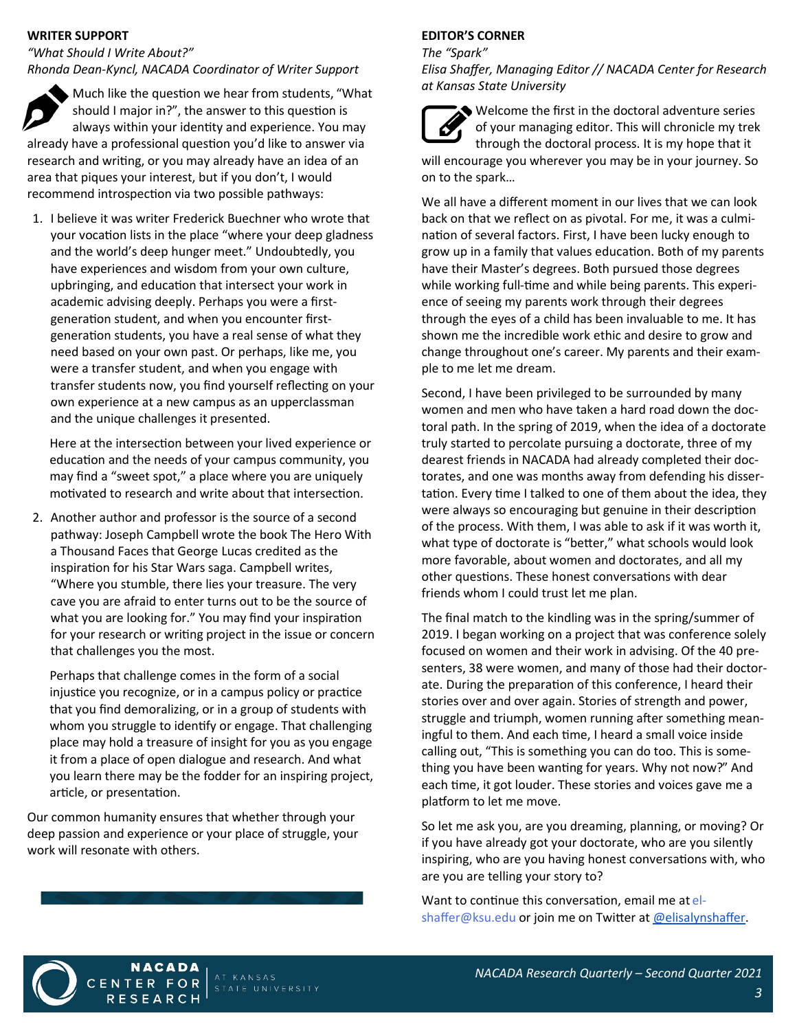## WRITER SUPPORT

*"What Should I Write About?"*
*Rhonda Dean-Kyncl, NACADA Coordinator of Writer Support*

Much like the question we hear from students, "What should I major in?", the answer to this question is always within your identity and experience. You may already have a professional question you'd like to answer via research and writing, or you may already have an idea of an area that piques your interest, but if you don't, I would recommend introspection via two possible pathways:

1. I believe it was writer Frederick Buechner who wrote that your vocation lists in the place "where your deep gladness and the world's deep hunger meet." Undoubtedly, you have experiences and wisdom from your own culture, upbringing, and education that intersect your work in academic advising deeply. Perhaps you were a first-generation student, and when you encounter first-generation students, you have a real sense of what they need based on your own past. Or perhaps, like me, you were a transfer student, and when you engage with transfer students now, you find yourself reflecting on your own experience at a new campus as an upperclassman and the unique challenges it presented.

   Here at the intersection between your lived experience or education and the needs of your campus community, you may find a "sweet spot," a place where you are uniquely motivated to research and write about that intersection.

2. Another author and professor is the source of a second pathway: Joseph Campbell wrote the book The Hero With a Thousand Faces that George Lucas credited as the inspiration for his Star Wars saga. Campbell writes, "Where you stumble, there lies your treasure. The very cave you are afraid to enter turns out to be the source of what you are looking for." You may find your inspiration for your research or writing project in the issue or concern that challenges you the most.

   Perhaps that challenge comes in the form of a social injustice you recognize, or in a campus policy or practice that you find demoralizing, or in a group of students with whom you struggle to identify or engage. That challenging place may hold a treasure of insight for you as you engage it from a place of open dialogue and research. And what you learn there may be the fodder for an inspiring project, article, or presentation.

Our common humanity ensures that whether through your deep passion and experience or your place of struggle, your work will resonate with others.

## EDITOR'S CORNER

*The "Spark"*
*Elisa Shaffer, Managing Editor // NACADA Center for Research at Kansas State University*

Welcome the first in the doctoral adventure series of your managing editor. This will chronicle my trek through the doctoral process. It is my hope that it will encourage you wherever you may be in your journey. So on to the spark…

We all have a different moment in our lives that we can look back on that we reflect on as pivotal. For me, it was a culmination of several factors. First, I have been lucky enough to grow up in a family that values education. Both of my parents have their Master's degrees. Both pursued those degrees while working full-time and while being parents. This experience of seeing my parents work through their degrees through the eyes of a child has been invaluable to me. It has shown me the incredible work ethic and desire to grow and change throughout one's career. My parents and their example to me let me dream.

Second, I have been privileged to be surrounded by many women and men who have taken a hard road down the doctoral path. In the spring of 2019, when the idea of a doctorate truly started to percolate pursuing a doctorate, three of my dearest friends in NACADA had already completed their doctorates, and one was months away from defending his dissertation. Every time I talked to one of them about the idea, they were always so encouraging but genuine in their description of the process. With them, I was able to ask if it was worth it, what type of doctorate is "better," what schools would look more favorable, about women and doctorates, and all my other questions. These honest conversations with dear friends whom I could trust let me plan.

The final match to the kindling was in the spring/summer of 2019. I began working on a project that was conference solely focused on women and their work in advising. Of the 40 presenters, 38 were women, and many of those had their doctorate. During the preparation of this conference, I heard their stories over and over again. Stories of strength and power, struggle and triumph, women running after something meaningful to them. And each time, I heard a small voice inside calling out, "This is something you can do too. This is something you have been wanting for years. Why not now?" And each time, it got louder. These stories and voices gave me a platform to let me move.

So let me ask you, are you dreaming, planning, or moving? Or if you have already got your doctorate, who are you silently inspiring, who are you having honest conversations with, who are you are telling your story to?

Want to continue this conversation, email me at el-shaffer@ksu.edu or join me on Twitter at @elisalynshaffer.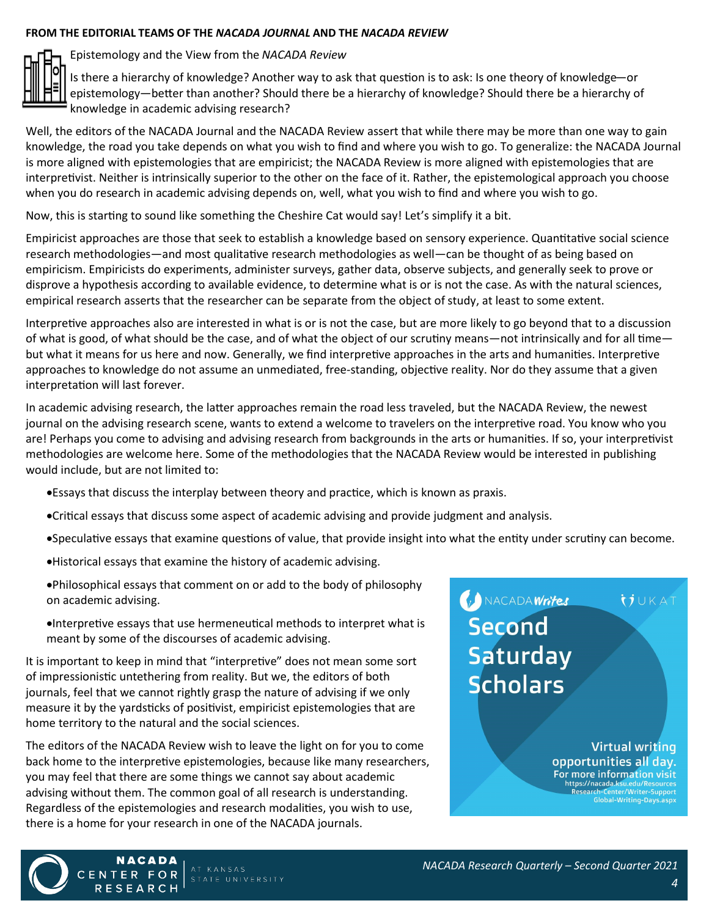**FROM THE EDITORIAL TEAMS OF THE *NACADA JOURNAL* AND THE *NACADA REVIEW***

## Epistemology and the View from the *NACADA Review*

Is there a hierarchy of knowledge? Another way to ask that question is to ask: Is one theory of knowledge—or epistemology—better than another? Should there be a hierarchy of knowledge? Should there be a hierarchy of knowledge in academic advising research?

Well, the editors of the NACADA Journal and the NACADA Review assert that while there may be more than one way to gain knowledge, the road you take depends on what you wish to find and where you wish to go. To generalize: the NACADA Journal is more aligned with epistemologies that are empiricist; the NACADA Review is more aligned with epistemologies that are interpretivist. Neither is intrinsically superior to the other on the face of it. Rather, the epistemological approach you choose when you do research in academic advising depends on, well, what you wish to find and where you wish to go.

Now, this is starting to sound like something the Cheshire Cat would say! Let's simplify it a bit.

Empiricist approaches are those that seek to establish a knowledge based on sensory experience. Quantitative social science research methodologies—and most qualitative research methodologies as well—can be thought of as being based on empiricism. Empiricists do experiments, administer surveys, gather data, observe subjects, and generally seek to prove or disprove a hypothesis according to available evidence, to determine what is or is not the case. As with the natural sciences, empirical research asserts that the researcher can be separate from the object of study, at least to some extent.

Interpretive approaches also are interested in what is or is not the case, but are more likely to go beyond that to a discussion of what is good, of what should be the case, and of what the object of our scrutiny means—not intrinsically and for all time—but what it means for us here and now. Generally, we find interpretive approaches in the arts and humanities. Interpretive approaches to knowledge do not assume an unmediated, free-standing, objective reality. Nor do they assume that a given interpretation will last forever.

In academic advising research, the latter approaches remain the road less traveled, but the NACADA Review, the newest journal on the advising research scene, wants to extend a welcome to travelers on the interpretive road. You know who you are! Perhaps you come to advising and advising research from backgrounds in the arts or humanities. If so, your interpretivist methodologies are welcome here. Some of the methodologies that the NACADA Review would be interested in publishing would include, but are not limited to:

- Essays that discuss the interplay between theory and practice, which is known as praxis.
- Critical essays that discuss some aspect of academic advising and provide judgment and analysis.
- Speculative essays that examine questions of value, that provide insight into what the entity under scrutiny can become.
- Historical essays that examine the history of academic advising.
- Philosophical essays that comment on or add to the body of philosophy on academic advising.
- Interpretive essays that use hermeneutical methods to interpret what is meant by some of the discourses of academic advising.

It is important to keep in mind that "interpretive" does not mean some sort of impressionistic untethering from reality. But we, the editors of both journals, feel that we cannot rightly grasp the nature of advising if we only measure it by the yardsticks of positivist, empiricist epistemologies that are home territory to the natural and the social sciences.

The editors of the NACADA Review wish to leave the light on for you to come back home to the interpretive epistemologies, because like many researchers, you may feel that there are some things we cannot say about academic advising without them. The common goal of all research is understanding. Regardless of the epistemologies and research modalities, you wish to use, there is a home for your research in one of the NACADA journals.

NACADA *Writes* UKAT

**Second Saturday Scholars**

**Virtual writing opportunities all day.**

For more information visit https://nacada.ksu.edu/Resources/Research-Center/Writer-Support/Global-Writing-Days.aspx